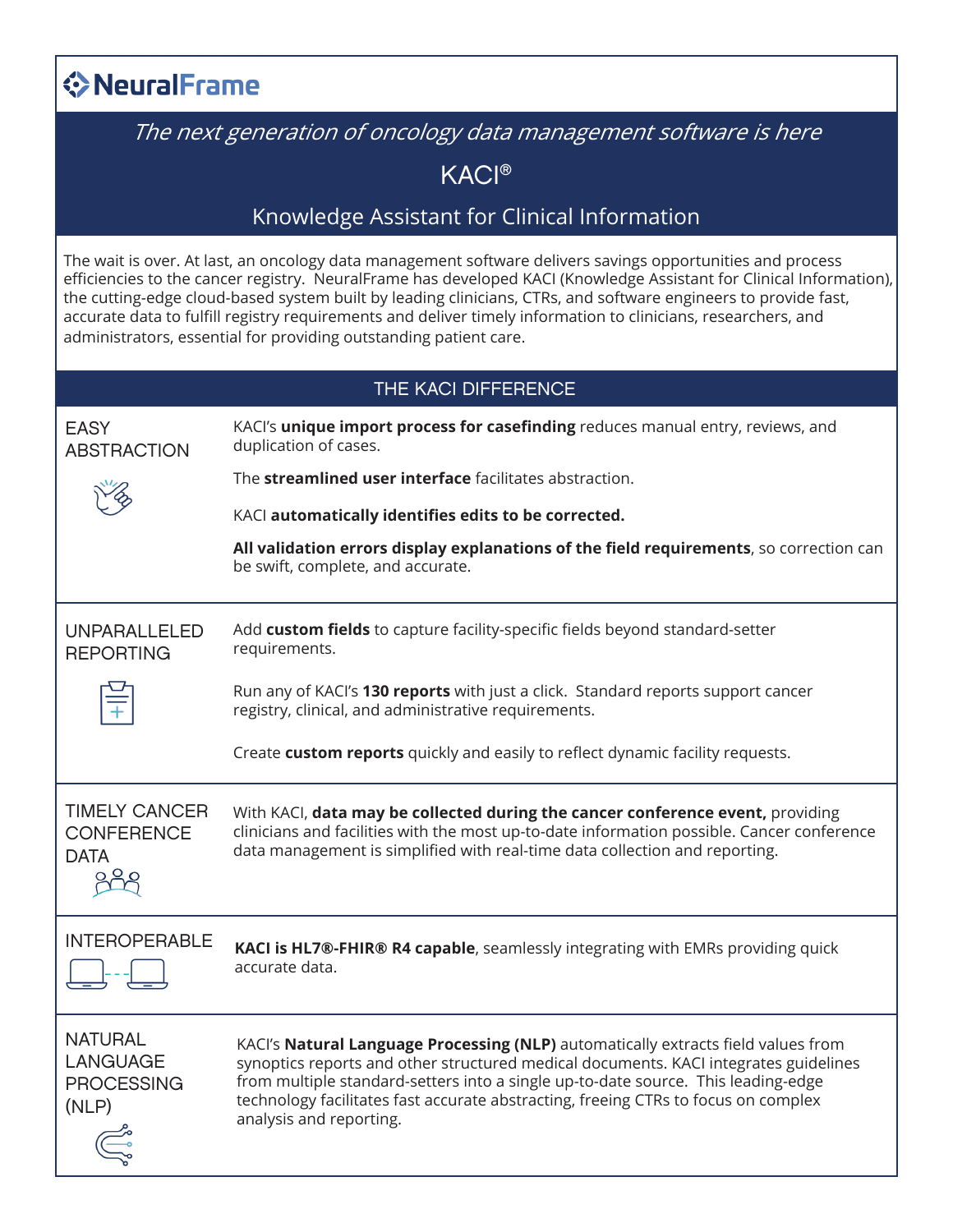# NeuralFrame

*The next generation of oncology data management software is here*

## KACI®

### Knowledge Assistant for Clinical Information

The wait is over. At last, an oncology data management software delivers savings opportunities and process efficiencies to the cancer registry. NeuralFrame has developed KACI (Knowledge Assistant for Clinical Information), the cutting-edge cloud-based system built by leading clinicians, CTRs, and software engineers to provide fast, accurate data to fulfill registry requirements and deliver timely information to clinicians, researchers, and administrators, essential for providing outstanding patient care.

## THE KACI DIFFERENCE

### EASY ABSTRACTION

KACI's **unique import process for casefinding** reduces manual entry, reviews, and duplication of cases.

The **streamlined user interface** facilitates abstraction.

KACI **automatically identifies edits to be corrected.**

**All validation errors display explanations of the field requirements**, so correction can be swift, complete, and accurate.

### UNPARALLELED REPORTING

Add **custom fields** to capture facility-specific fields beyond standard-setter requirements.

Run any of KACI's **130 reports** with just a click. Standard reports support cancer registry, clinical, and administrative requirements.

Create **custom reports** quickly and easily to reflect dynamic facility requests.

### TIMELY CANCER CONFERENCE DATA

With KACI, **data may be collected during the cancer conference event,** providing clinicians and facilities with the most up-to-date information possible. Cancer conference data management is simplified with real-time data collection and reporting.

### INTEROPERABLE

**KACI is HL7®-FHIR® R4 capable**, seamlessly integrating with EMRs providing quick accurate data.

### NATURAL LANGUAGE PROCESSING (NLP)

KACI's **Natural Language Processing (NLP)** automatically extracts field values from synoptics reports and other structured medical documents. KACI integrates guidelines from multiple standard-setters into a single up-to-date source. This leading-edge technology facilitates fast accurate abstracting, freeing CTRs to focus on complex analysis and reporting.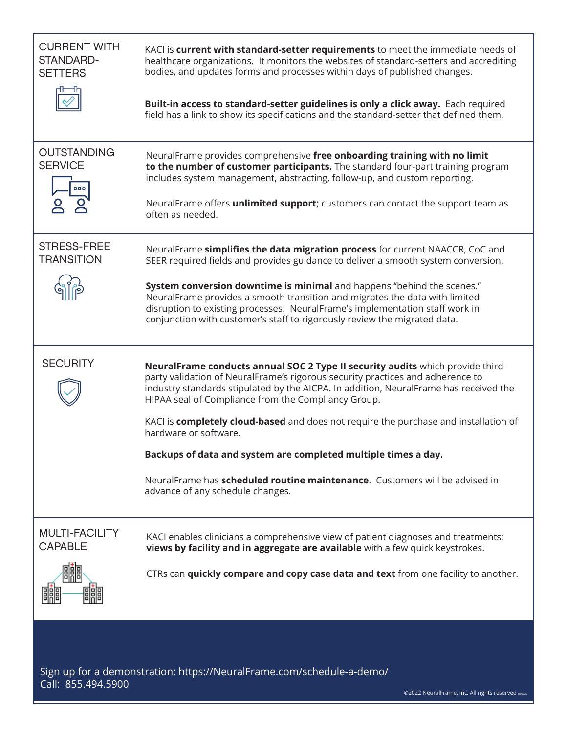## CURRENT WITH STANDARD-SETTERS

KACI is **current with standard-setter requirements** to meet the immediate needs of healthcare organizations. It monitors the websites of standard-setters and accrediting bodies, and updates forms and processes within days of published changes.

**Built-in access to standard-setter guidelines is only a click away.** Each required field has a link to show its specifications and the standard-setter that defined them.

## OUTSTANDING SERVICE

NeuralFrame provides comprehensive **free onboarding training with no limit to the number of customer participants.** The standard four-part training program includes system management, abstracting, follow-up, and custom reporting.

NeuralFrame offers **unlimited support;** customers can contact the support team as often as needed.

## STRESS-FREE TRANSITION

NeuralFrame **simplifies the data migration process** for current NAACCR, CoC and SEER required fields and provides guidance to deliver a smooth system conversion.

**System conversion downtime is minimal** and happens "behind the scenes." NeuralFrame provides a smooth transition and migrates the data with limited disruption to existing processes. NeuralFrame's implementation staff work in conjunction with customer's staff to rigorously review the migrated data.

## SECURITY

**NeuralFrame conducts annual SOC 2 Type II security audits** which provide third-party validation of NeuralFrame's rigorous security practices and adherence to industry standards stipulated by the AICPA. In addition, NeuralFrame has received the HIPAA seal of Compliance from the Compliancy Group.

KACI is **completely cloud-based** and does not require the purchase and installation of hardware or software.

**Backups of data and system are completed multiple times a day.**

NeuralFrame has **scheduled routine maintenance**. Customers will be advised in advance of any schedule changes.

## MULTI-FACILITY CAPABLE

KACI enables clinicians a comprehensive view of patient diagnoses and treatments; **views by facility and in aggregate are available** with a few quick keystrokes.

CTRs can **quickly compare and copy case data and text** from one facility to another.

Sign up for a demonstration: https://NeuralFrame.com/schedule-a-demo/
Call: 855.494.5900

©2022 NeuralFrame, Inc. All rights reserved